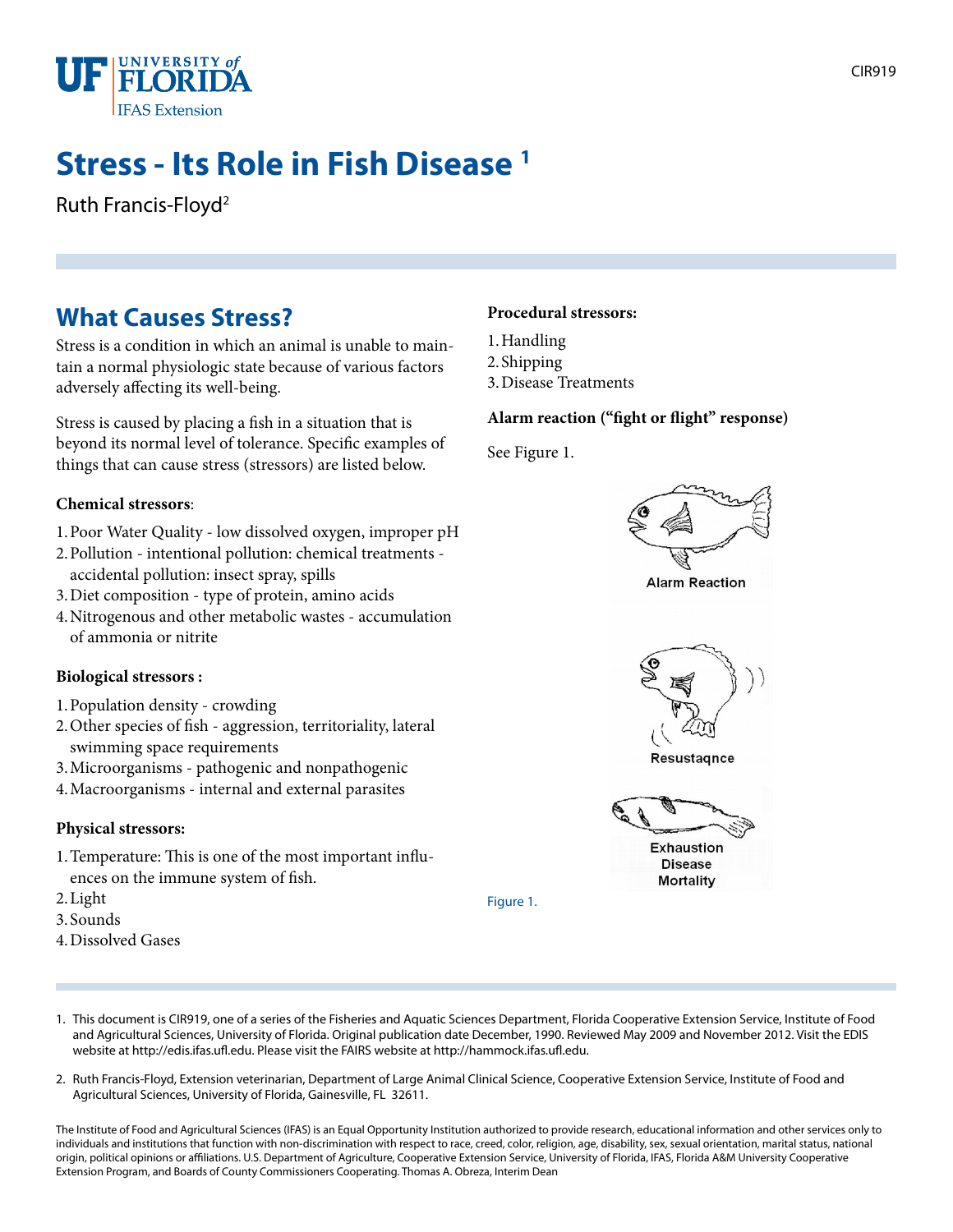# Stress - Its Role in Fish Disease [1]

Ruth Francis-Floyd[2]

## What Causes Stress?

Stress is a condition in which an animal is unable to maintain a normal physiologic state because of various factors adversely affecting its well-being.

Stress is caused by placing a fish in a situation that is beyond its normal level of tolerance. Specific examples of things that can cause stress (stressors) are listed below.

**Chemical stressors**:

1. Poor Water Quality - low dissolved oxygen, improper pH
2. Pollution - intentional pollution: chemical treatments - accidental pollution: insect spray, spills
3. Diet composition - type of protein, amino acids
4. Nitrogenous and other metabolic wastes - accumulation of ammonia or nitrite

**Biological stressors :**

1. Population density - crowding
2. Other species of fish - aggression, territoriality, lateral swimming space requirements
3. Microorganisms - pathogenic and nonpathogenic
4. Macroorganisms - internal and external parasites

**Physical stressors:**

1. Temperature: This is one of the most important influences on the immune system of fish.
2. Light
3. Sounds
4. Dissolved Gases

**Procedural stressors:**

1. Handling
2. Shipping
3. Disease Treatments

**Alarm reaction ("fight or flight" response)**

See Figure 1.

Alarm Reaction

Resustaqnce

Exhaustion
Disease
Mortality

Figure 1.

---

1. This document is CIR919, one of a series of the Fisheries and Aquatic Sciences Department, Florida Cooperative Extension Service, Institute of Food and Agricultural Sciences, University of Florida. Original publication date December, 1990. Reviewed May 2009 and November 2012. Visit the EDIS website at http://edis.ifas.ufl.edu. Please visit the FAIRS website at http://hammock.ifas.ufl.edu.

2. Ruth Francis-Floyd, Extension veterinarian, Department of Large Animal Clinical Science, Cooperative Extension Service, Institute of Food and Agricultural Sciences, University of Florida, Gainesville, FL 32611.

The Institute of Food and Agricultural Sciences (IFAS) is an Equal Opportunity Institution authorized to provide research, educational information and other services only to individuals and institutions that function with non-discrimination with respect to race, creed, color, religion, age, disability, sex, sexual orientation, marital status, national origin, political opinions or affiliations. U.S. Department of Agriculture, Cooperative Extension Service, University of Florida, IFAS, Florida A&M University Cooperative Extension Program, and Boards of County Commissioners Cooperating. Thomas A. Obreza, Interim Dean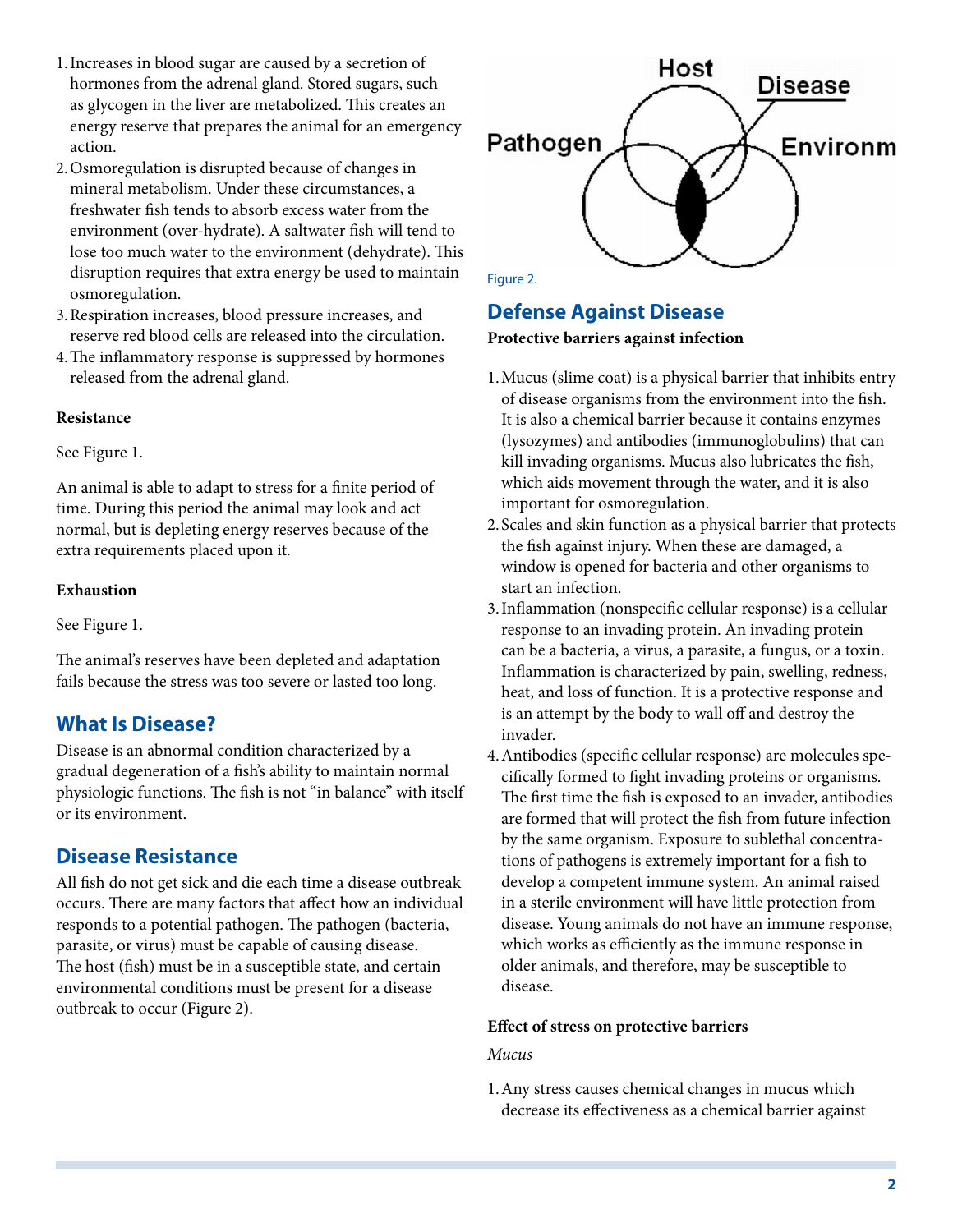1. Increases in blood sugar are caused by a secretion of hormones from the adrenal gland. Stored sugars, such as glycogen in the liver are metabolized. This creates an energy reserve that prepares the animal for an emergency action.
2. Osmoregulation is disrupted because of changes in mineral metabolism. Under these circumstances, a freshwater fish tends to absorb excess water from the environment (over-hydrate). A saltwater fish will tend to lose too much water to the environment (dehydrate). This disruption requires that extra energy be used to maintain osmoregulation.
3. Respiration increases, blood pressure increases, and reserve red blood cells are released into the circulation.
4. The inflammatory response is suppressed by hormones released from the adrenal gland.

**Resistance**

See Figure 1.

An animal is able to adapt to stress for a finite period of time. During this period the animal may look and act normal, but is depleting energy reserves because of the extra requirements placed upon it.

**Exhaustion**

See Figure 1.

The animal's reserves have been depleted and adaptation fails because the stress was too severe or lasted too long.

## What Is Disease?

Disease is an abnormal condition characterized by a gradual degeneration of a fish's ability to maintain normal physiologic functions. The fish is not "in balance" with itself or its environment.

## Disease Resistance

All fish do not get sick and die each time a disease outbreak occurs. There are many factors that affect how an individual responds to a potential pathogen. The pathogen (bacteria, parasite, or virus) must be capable of causing disease. The host (fish) must be in a susceptible state, and certain environmental conditions must be present for a disease outbreak to occur (Figure 2).

Host

Disease

Pathogen

Environm

Figure 2.

## Defense Against Disease

**Protective barriers against infection**

1. Mucus (slime coat) is a physical barrier that inhibits entry of disease organisms from the environment into the fish. It is also a chemical barrier because it contains enzymes (lysozymes) and antibodies (immunoglobulins) that can kill invading organisms. Mucus also lubricates the fish, which aids movement through the water, and it is also important for osmoregulation.
2. Scales and skin function as a physical barrier that protects the fish against injury. When these are damaged, a window is opened for bacteria and other organisms to start an infection.
3. Inflammation (nonspecific cellular response) is a cellular response to an invading protein. An invading protein can be a bacteria, a virus, a parasite, a fungus, or a toxin. Inflammation is characterized by pain, swelling, redness, heat, and loss of function. It is a protective response and is an attempt by the body to wall off and destroy the invader.
4. Antibodies (specific cellular response) are molecules specifically formed to fight invading proteins or organisms. The first time the fish is exposed to an invader, antibodies are formed that will protect the fish from future infection by the same organism. Exposure to sublethal concentrations of pathogens is extremely important for a fish to develop a competent immune system. An animal raised in a sterile environment will have little protection from disease. Young animals do not have an immune response, which works as efficiently as the immune response in older animals, and therefore, may be susceptible to disease.

**Effect of stress on protective barriers**

*Mucus*

1. Any stress causes chemical changes in mucus which decrease its effectiveness as a chemical barrier against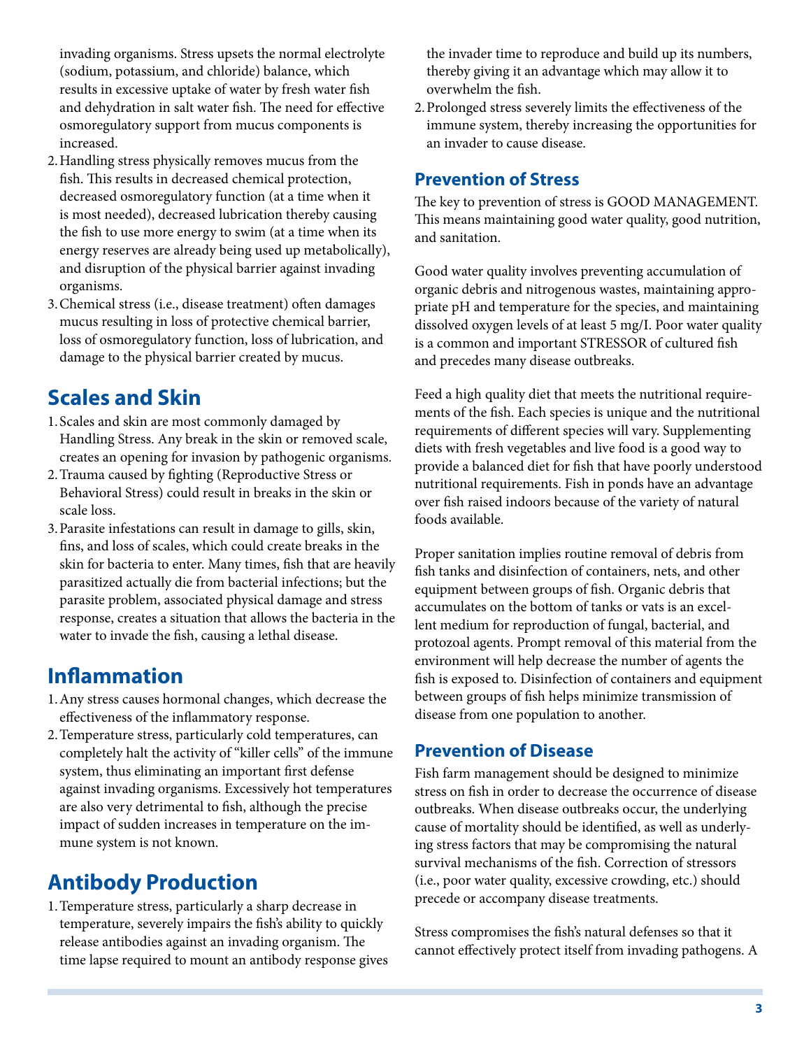invading organisms. Stress upsets the normal electrolyte (sodium, potassium, and chloride) balance, which results in excessive uptake of water by fresh water fish and dehydration in salt water fish. The need for effective osmoregulatory support from mucus components is increased.

2. Handling stress physically removes mucus from the fish. This results in decreased chemical protection, decreased osmoregulatory function (at a time when it is most needed), decreased lubrication thereby causing the fish to use more energy to swim (at a time when its energy reserves are already being used up metabolically), and disruption of the physical barrier against invading organisms.
3. Chemical stress (i.e., disease treatment) often damages mucus resulting in loss of protective chemical barrier, loss of osmoregulatory function, loss of lubrication, and damage to the physical barrier created by mucus.

## Scales and Skin

1. Scales and skin are most commonly damaged by Handling Stress. Any break in the skin or removed scale, creates an opening for invasion by pathogenic organisms.
2. Trauma caused by fighting (Reproductive Stress or Behavioral Stress) could result in breaks in the skin or scale loss.
3. Parasite infestations can result in damage to gills, skin, fins, and loss of scales, which could create breaks in the skin for bacteria to enter. Many times, fish that are heavily parasitized actually die from bacterial infections; but the parasite problem, associated physical damage and stress response, creates a situation that allows the bacteria in the water to invade the fish, causing a lethal disease.

## Inflammation

1. Any stress causes hormonal changes, which decrease the effectiveness of the inflammatory response.
2. Temperature stress, particularly cold temperatures, can completely halt the activity of "killer cells" of the immune system, thus eliminating an important first defense against invading organisms. Excessively hot temperatures are also very detrimental to fish, although the precise impact of sudden increases in temperature on the immune system is not known.

## Antibody Production

1. Temperature stress, particularly a sharp decrease in temperature, severely impairs the fish's ability to quickly release antibodies against an invading organism. The time lapse required to mount an antibody response gives the invader time to reproduce and build up its numbers, thereby giving it an advantage which may allow it to overwhelm the fish.
2. Prolonged stress severely limits the effectiveness of the immune system, thereby increasing the opportunities for an invader to cause disease.

### Prevention of Stress

The key to prevention of stress is GOOD MANAGEMENT. This means maintaining good water quality, good nutrition, and sanitation.

Good water quality involves preventing accumulation of organic debris and nitrogenous wastes, maintaining appropriate pH and temperature for the species, and maintaining dissolved oxygen levels of at least 5 mg/l. Poor water quality is a common and important STRESSOR of cultured fish and precedes many disease outbreaks.

Feed a high quality diet that meets the nutritional requirements of the fish. Each species is unique and the nutritional requirements of different species will vary. Supplementing diets with fresh vegetables and live food is a good way to provide a balanced diet for fish that have poorly understood nutritional requirements. Fish in ponds have an advantage over fish raised indoors because of the variety of natural foods available.

Proper sanitation implies routine removal of debris from fish tanks and disinfection of containers, nets, and other equipment between groups of fish. Organic debris that accumulates on the bottom of tanks or vats is an excellent medium for reproduction of fungal, bacterial, and protozoal agents. Prompt removal of this material from the environment will help decrease the number of agents the fish is exposed to. Disinfection of containers and equipment between groups of fish helps minimize transmission of disease from one population to another.

### Prevention of Disease

Fish farm management should be designed to minimize stress on fish in order to decrease the occurrence of disease outbreaks. When disease outbreaks occur, the underlying cause of mortality should be identified, as well as underlying stress factors that may be compromising the natural survival mechanisms of the fish. Correction of stressors (i.e., poor water quality, excessive crowding, etc.) should precede or accompany disease treatments.

Stress compromises the fish's natural defenses so that it cannot effectively protect itself from invading pathogens. A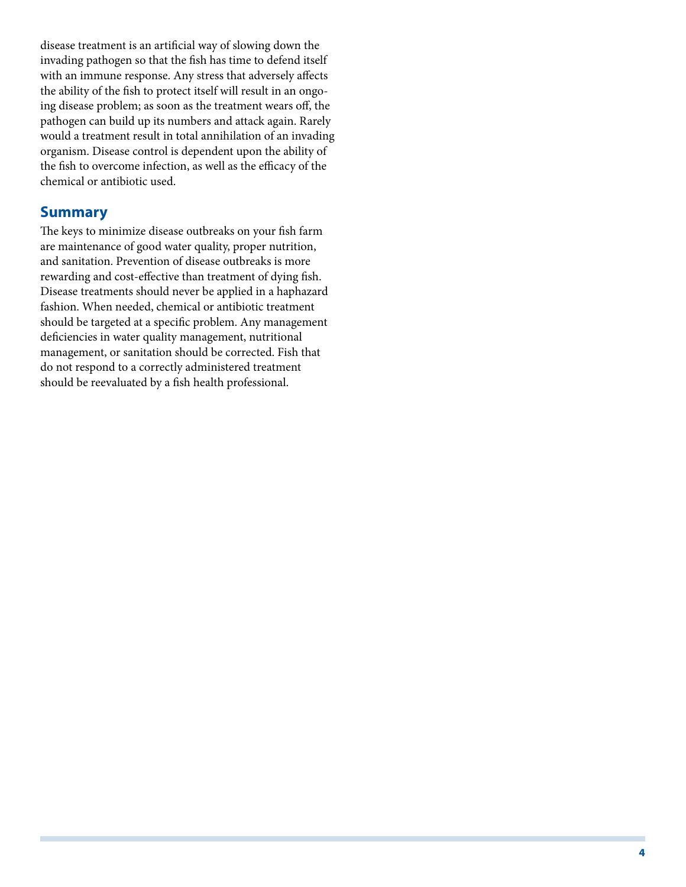disease treatment is an artificial way of slowing down the invading pathogen so that the fish has time to defend itself with an immune response. Any stress that adversely affects the ability of the fish to protect itself will result in an ongoing disease problem; as soon as the treatment wears off, the pathogen can build up its numbers and attack again. Rarely would a treatment result in total annihilation of an invading organism. Disease control is dependent upon the ability of the fish to overcome infection, as well as the efficacy of the chemical or antibiotic used.

## Summary

The keys to minimize disease outbreaks on your fish farm are maintenance of good water quality, proper nutrition, and sanitation. Prevention of disease outbreaks is more rewarding and cost-effective than treatment of dying fish. Disease treatments should never be applied in a haphazard fashion. When needed, chemical or antibiotic treatment should be targeted at a specific problem. Any management deficiencies in water quality management, nutritional management, or sanitation should be corrected. Fish that do not respond to a correctly administered treatment should be reevaluated by a fish health professional.